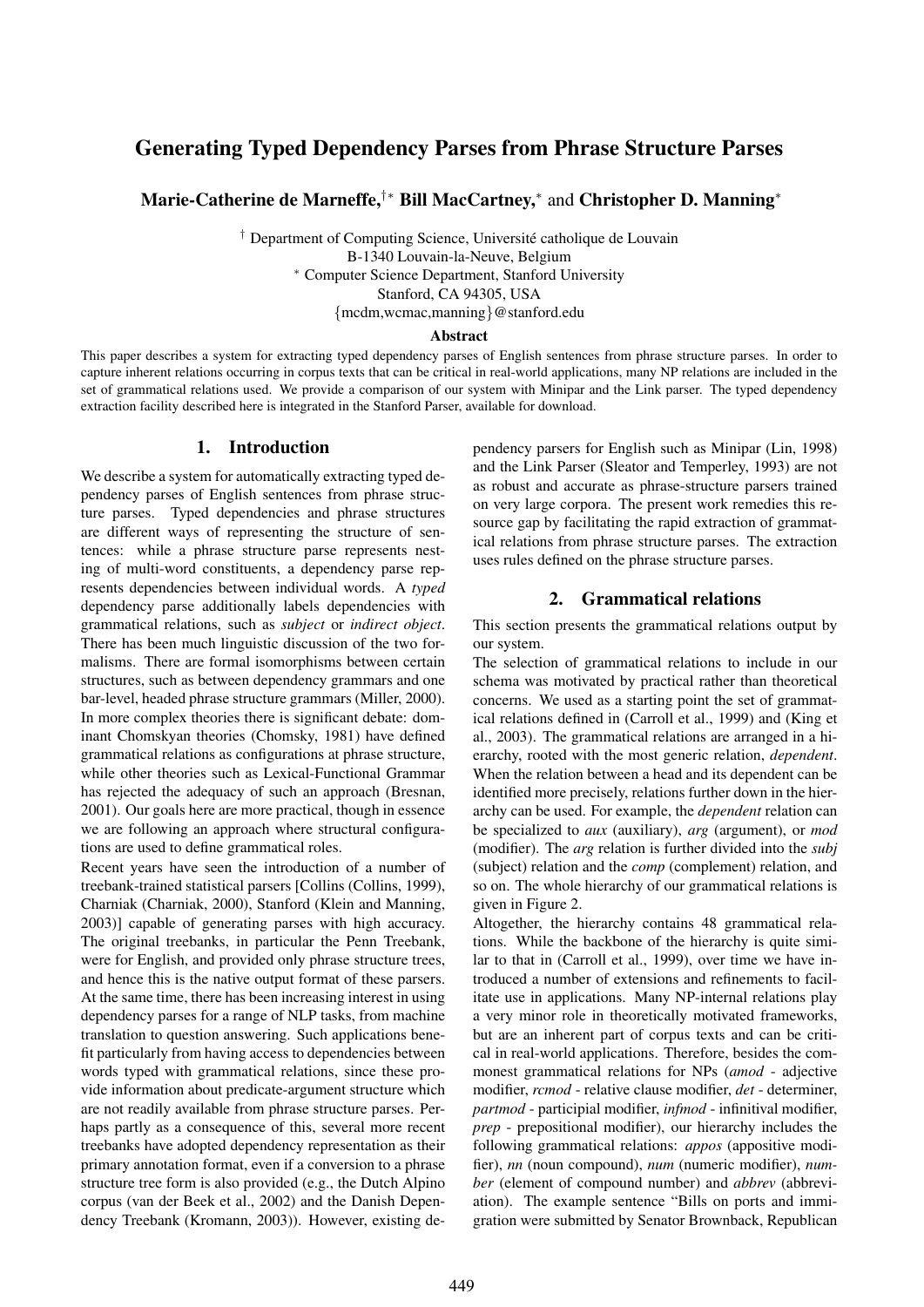# Generating Typed Dependency Parses from Phrase Structure Parses

**Marie-Catherine de Marneffe,**[†*] **Bill MacCartney,**[*] and **Christopher D. Manning**[*]

[†] Department of Computing Science, Université catholique de Louvain
B-1340 Louvain-la-Neuve, Belgium
[*] Computer Science Department, Stanford University
Stanford, CA 94305, USA
{mcdm,wcmac,manning}@stanford.edu

### Abstract

This paper describes a system for extracting typed dependency parses of English sentences from phrase structure parses. In order to capture inherent relations occurring in corpus texts that can be critical in real-world applications, many NP relations are included in the set of grammatical relations used. We provide a comparison of our system with Minipar and the Link parser. The typed dependency extraction facility described here is integrated in the Stanford Parser, available for download.

## 1. Introduction

We describe a system for automatically extracting typed dependency parses of English sentences from phrase structure parses. Typed dependencies and phrase structures are different ways of representing the structure of sentences: while a phrase structure parse represents nesting of multi-word constituents, a dependency parse represents dependencies between individual words. A *typed* dependency parse additionally labels dependencies with grammatical relations, such as *subject* or *indirect object*. There has been much linguistic discussion of the two formalisms. There are formal isomorphisms between certain structures, such as between dependency grammars and one bar-level, headed phrase structure grammars (Miller, 2000). In more complex theories there is significant debate: dominant Chomskyan theories (Chomsky, 1981) have defined grammatical relations as configurations at phrase structure, while other theories such as Lexical-Functional Grammar has rejected the adequacy of such an approach (Bresnan, 2001). Our goals here are more practical, though in essence we are following an approach where structural configurations are used to define grammatical roles.

Recent years have seen the introduction of a number of treebank-trained statistical parsers [Collins (Collins, 1999), Charniak (Charniak, 2000), Stanford (Klein and Manning, 2003)] capable of generating parses with high accuracy. The original treebanks, in particular the Penn Treebank, were for English, and provided only phrase structure trees, and hence this is the native output format of these parsers. At the same time, there has been increasing interest in using dependency parses for a range of NLP tasks, from machine translation to question answering. Such applications benefit particularly from having access to dependencies between words typed with grammatical relations, since these provide information about predicate-argument structure which are not readily available from phrase structure parses. Perhaps partly as a consequence of this, several more recent treebanks have adopted dependency representation as their primary annotation format, even if a conversion to a phrase structure tree form is also provided (e.g., the Dutch Alpino corpus (van der Beek et al., 2002) and the Danish Dependency Treebank (Kromann, 2003)). However, existing dependency parsers for English such as Minipar (Lin, 1998) and the Link Parser (Sleator and Temperley, 1993) are not as robust and accurate as phrase-structure parsers trained on very large corpora. The present work remedies this resource gap by facilitating the rapid extraction of grammatical relations from phrase structure parses. The extraction uses rules defined on the phrase structure parses.

## 2. Grammatical relations

This section presents the grammatical relations output by our system.

The selection of grammatical relations to include in our schema was motivated by practical rather than theoretical concerns. We used as a starting point the set of grammatical relations defined in (Carroll et al., 1999) and (King et al., 2003). The grammatical relations are arranged in a hierarchy, rooted with the most generic relation, *dependent*. When the relation between a head and its dependent can be identified more precisely, relations further down in the hierarchy can be used. For example, the *dependent* relation can be specialized to *aux* (auxiliary), *arg* (argument), or *mod* (modifier). The *arg* relation is further divided into the *subj* (subject) relation and the *comp* (complement) relation, and so on. The whole hierarchy of our grammatical relations is given in Figure 2.

Altogether, the hierarchy contains 48 grammatical relations. While the backbone of the hierarchy is quite similar to that in (Carroll et al., 1999), over time we have introduced a number of extensions and refinements to facilitate use in applications. Many NP-internal relations play a very minor role in theoretically motivated frameworks, but are an inherent part of corpus texts and can be critical in real-world applications. Therefore, besides the commonest grammatical relations for NPs (*amod* - adjective modifier, *rcmod* - relative clause modifier, *det* - determiner, *partmod* - participial modifier, *infmod* - infinitival modifier, *prep* - prepositional modifier), our hierarchy includes the following grammatical relations: *appos* (appositive modifier), *nn* (noun compound), *num* (numeric modifier), *number* (element of compound number) and *abbrev* (abbreviation). The example sentence "Bills on ports and immigration were submitted by Senator Brownback, Republican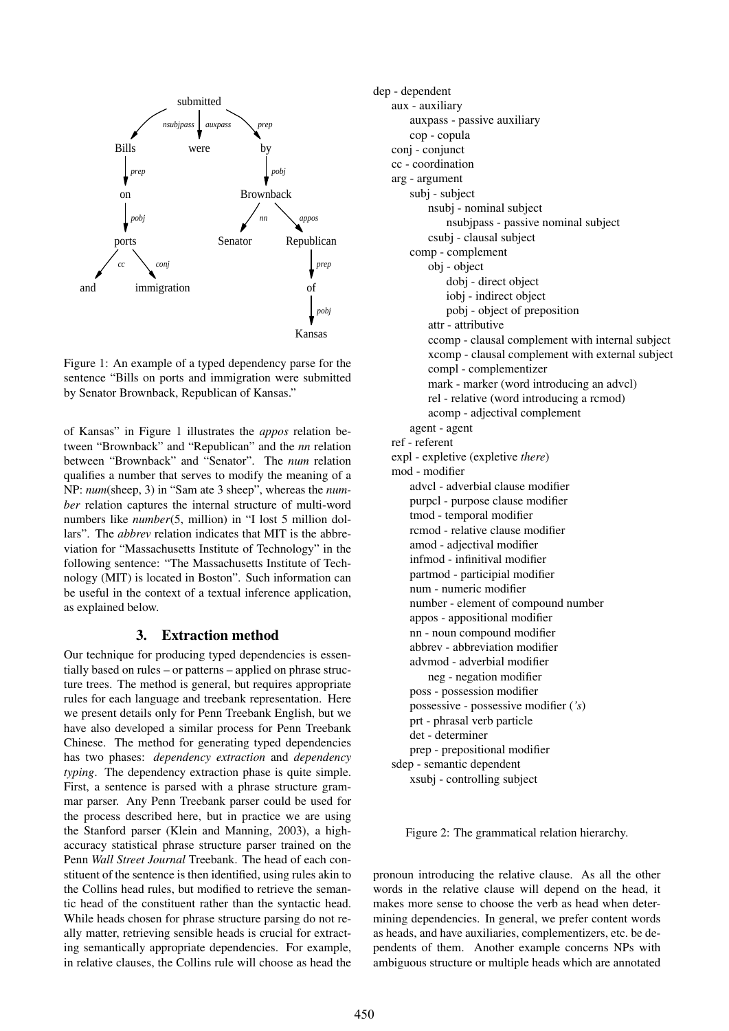Figure 1: An example of a typed dependency parse for the sentence "Bills on ports and immigration were submitted by Senator Brownback, Republican of Kansas."

of Kansas" in Figure 1 illustrates the *appos* relation between "Brownback" and "Republican" and the *nn* relation between "Brownback" and "Senator". The *num* relation qualifies a number that serves to modify the meaning of a NP: *num*(sheep, 3) in "Sam ate 3 sheep", whereas the *number* relation captures the internal structure of multi-word numbers like *number*(5, million) in "I lost 5 million dollars". The *abbrev* relation indicates that MIT is the abbreviation for "Massachusetts Institute of Technology" in the following sentence: "The Massachusetts Institute of Technology (MIT) is located in Boston". Such information can be useful in the context of a textual inference application, as explained below.

## 3. Extraction method

Our technique for producing typed dependencies is essentially based on rules – or patterns – applied on phrase structure trees. The method is general, but requires appropriate rules for each language and treebank representation. Here we present details only for Penn Treebank English, but we have also developed a similar process for Penn Treebank Chinese. The method for generating typed dependencies has two phases: *dependency extraction* and *dependency typing*. The dependency extraction phase is quite simple. First, a sentence is parsed with a phrase structure grammar parser. Any Penn Treebank parser could be used for the process described here, but in practice we are using the Stanford parser (Klein and Manning, 2003), a high-accuracy statistical phrase structure parser trained on the Penn *Wall Street Journal* Treebank. The head of each constituent of the sentence is then identified, using rules akin to the Collins head rules, but modified to retrieve the semantic head of the constituent rather than the syntactic head. While heads chosen for phrase structure parsing do not really matter, retrieving sensible heads is crucial for extracting semantically appropriate dependencies. For example, in relative clauses, the Collins rule will choose as head the pronoun introducing the relative clause. As all the other words in the relative clause will depend on the head, it makes more sense to choose the verb as head when determining dependencies. In general, we prefer content words as heads, and have auxiliaries, complementizers, etc. be dependents of them. Another example concerns NPs with ambiguous structure or multiple heads which are annotated

- dep - dependent
  - aux - auxiliary
    - auxpass - passive auxiliary
    - cop - copula
  - conj - conjunct
  - cc - coordination
  - arg - argument
    - subj - subject
      - nsubj - nominal subject
        - nsubjpass - passive nominal subject
      - csubj - clausal subject
    - comp - complement
      - obj - object
        - dobj - direct object
        - iobj - indirect object
        - pobj - object of preposition
      - attr - attributive
      - ccomp - clausal complement with internal subject
      - xcomp - clausal complement with external subject
      - compl - complementizer
      - mark - marker (word introducing an advcl)
      - rel - relative (word introducing a rcmod)
      - acomp - adjectival complement
    - agent - agent
  - ref - referent
  - expl - expletive (expletive *there*)
  - mod - modifier
    - advcl - adverbial clause modifier
    - purpcl - purpose clause modifier
    - tmod - temporal modifier
    - rcmod - relative clause modifier
    - amod - adjectival modifier
    - infmod - infinitival modifier
    - partmod - participial modifier
    - num - numeric modifier
    - number - element of compound number
    - appos - appositional modifier
    - nn - noun compound modifier
    - abbrev - abbreviation modifier
    - advmod - adverbial modifier
      - neg - negation modifier
    - poss - possession modifier
    - possessive - possessive modifier (*'s*)
    - prt - phrasal verb particle
    - det - determiner
    - prep - prepositional modifier
  - sdep - semantic dependent
    - xsubj - controlling subject

Figure 2: The grammatical relation hierarchy.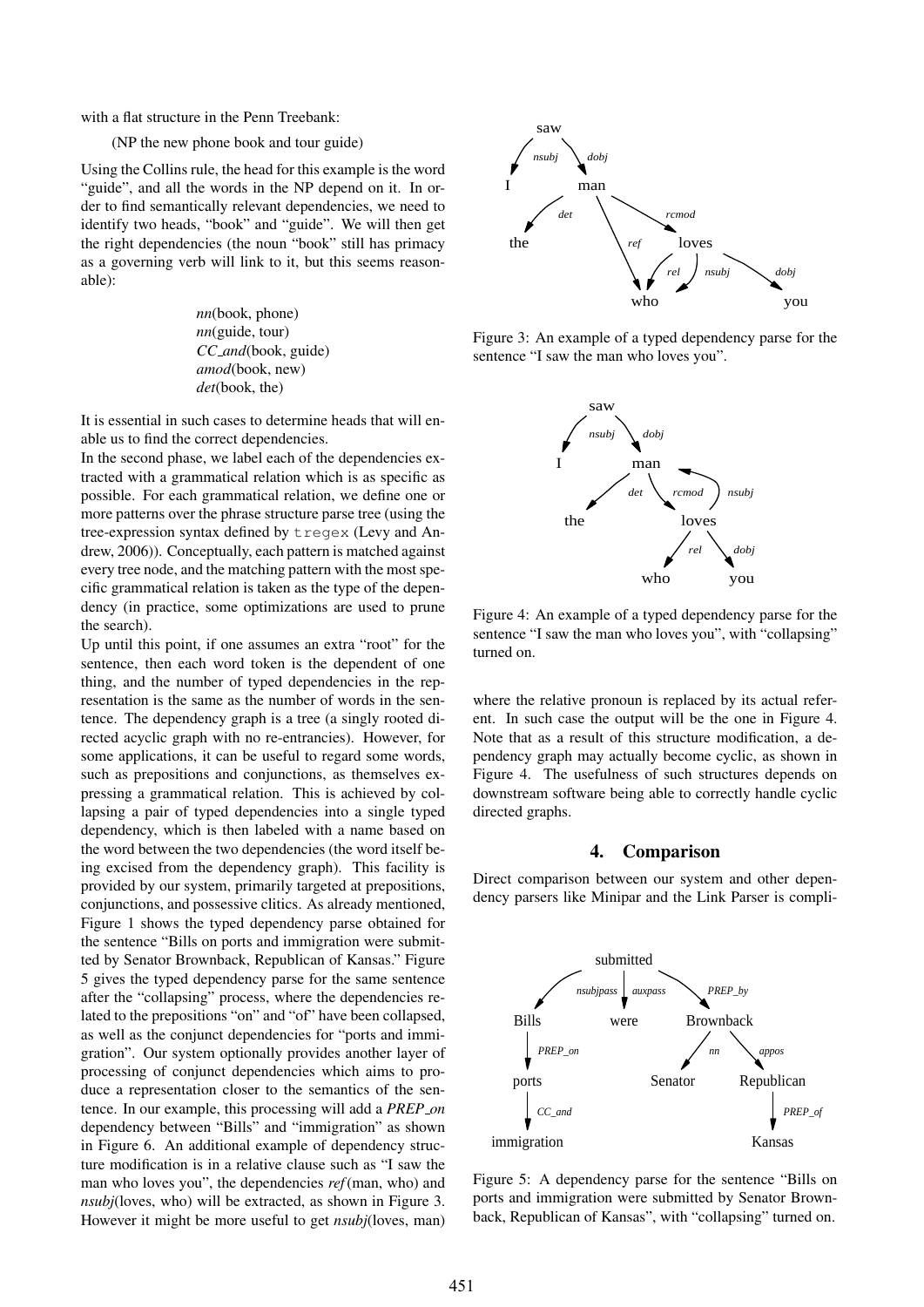with a flat structure in the Penn Treebank:

(NP the new phone book and tour guide)

Using the Collins rule, the head for this example is the word "guide", and all the words in the NP depend on it. In order to find semantically relevant dependencies, we need to identify two heads, "book" and "guide". We will then get the right dependencies (the noun "book" still has primacy as a governing verb will link to it, but this seems reasonable):

*nn*(book, phone)
*nn*(guide, tour)
*CC_and*(book, guide)
*amod*(book, new)
*det*(book, the)

It is essential in such cases to determine heads that will enable us to find the correct dependencies.

In the second phase, we label each of the dependencies extracted with a grammatical relation which is as specific as possible. For each grammatical relation, we define one or more patterns over the phrase structure parse tree (using the tree-expression syntax defined by `tregex` (Levy and Andrew, 2006)). Conceptually, each pattern is matched against every tree node, and the matching pattern with the most specific grammatical relation is taken as the type of the dependency (in practice, some optimizations are used to prune the search).

Up until this point, if one assumes an extra "root" for the sentence, then each word token is the dependent of one thing, and the number of typed dependencies in the representation is the same as the number of words in the sentence. The dependency graph is a tree (a singly rooted directed acyclic graph with no re-entrancies). However, for some applications, it can be useful to regard some words, such as prepositions and conjunctions, as themselves expressing a grammatical relation. This is achieved by collapsing a pair of typed dependencies into a single typed dependency, which is then labeled with a name based on the word between the two dependencies (the word itself being excised from the dependency graph). This facility is provided by our system, primarily targeted at prepositions, conjunctions, and possessive clitics. As already mentioned, Figure 1 shows the typed dependency parse obtained for the sentence "Bills on ports and immigration were submitted by Senator Brownback, Republican of Kansas." Figure 5 gives the typed dependency parse for the same sentence after the "collapsing" process, where the dependencies related to the prepositions "on" and "of" have been collapsed, as well as the conjunct dependencies for "ports and immigration". Our system optionally provides another layer of processing of conjunct dependencies which aims to produce a representation closer to the semantics of the sentence. In our example, this processing will add a *PREP_on* dependency between "Bills" and "immigration" as shown in Figure 6. An additional example of dependency structure modification is in a relative clause such as "I saw the man who loves you", the dependencies *ref*(man, who) and *nsubj*(loves, who) will be extracted, as shown in Figure 3. However it might be more useful to get *nsubj*(loves, man) where the relative pronoun is replaced by its actual referent. In such case the output will be the one in Figure 4. Note that as a result of this structure modification, a dependency graph may actually become cyclic, as shown in Figure 4. The usefulness of such structures depends on downstream software being able to correctly handle cyclic directed graphs.

Figure 3: An example of a typed dependency parse for the sentence "I saw the man who loves you".

Figure 4: An example of a typed dependency parse for the sentence "I saw the man who loves you", with "collapsing" turned on.

## 4. Comparison

Direct comparison between our system and other dependency parsers like Minipar and the Link Parser is compli-

Figure 5: A dependency parse for the sentence "Bills on ports and immigration were submitted by Senator Brownback, Republican of Kansas", with "collapsing" turned on.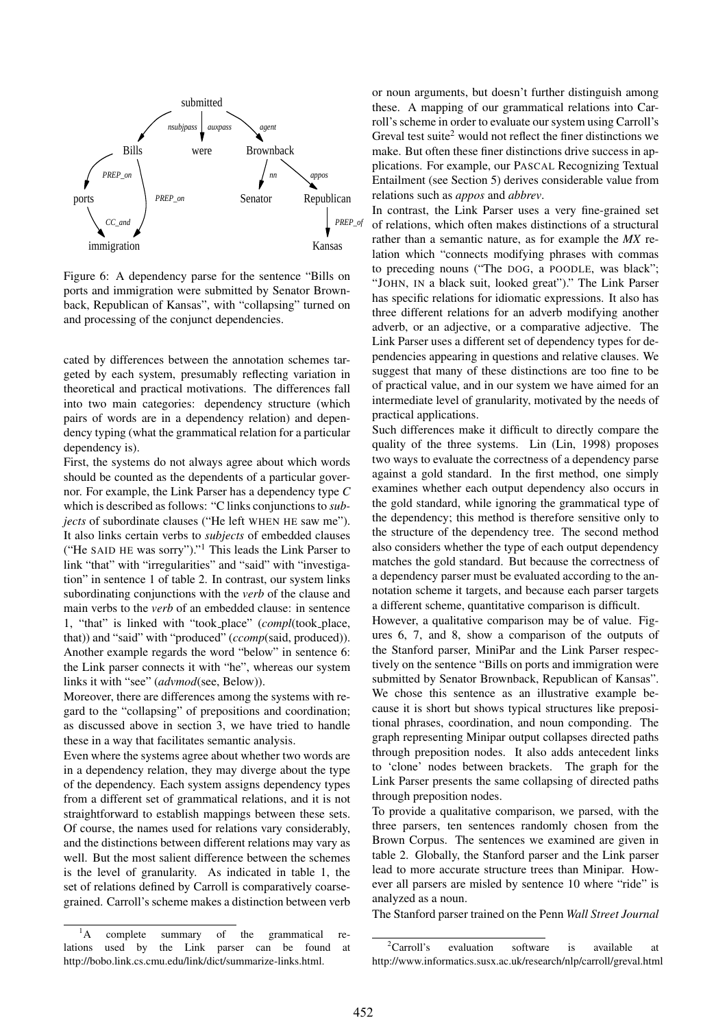Figure 6: A dependency parse for the sentence "Bills on ports and immigration were submitted by Senator Brownback, Republican of Kansas", with "collapsing" turned on and processing of the conjunct dependencies.

cated by differences between the annotation schemes targeted by each system, presumably reflecting variation in theoretical and practical motivations. The differences fall into two main categories: dependency structure (which pairs of words are in a dependency relation) and dependency typing (what the grammatical relation for a particular dependency is).

First, the systems do not always agree about which words should be counted as the dependents of a particular governor. For example, the Link Parser has a dependency type *C* which is described as follows: "C links conjunctions to *subjects* of subordinate clauses ("He left WHEN HE saw me"). It also links certain verbs to *subjects* of embedded clauses ("He SAID HE was sorry")."[1] This leads the Link Parser to link "that" with "irregularities" and "said" with "investigation" in sentence 1 of table 2. In contrast, our system links subordinating conjunctions with the *verb* of the clause and main verbs to the *verb* of an embedded clause: in sentence 1, "that" is linked with "took_place" (*compl*(took_place, that)) and "said" with "produced" (*ccomp*(said, produced)). Another example regards the word "below" in sentence 6: the Link parser connects it with "he", whereas our system links it with "see" (*advmod*(see, Below)).

Moreover, there are differences among the systems with regard to the "collapsing" of prepositions and coordination; as discussed above in section 3, we have tried to handle these in a way that facilitates semantic analysis.

Even where the systems agree about whether two words are in a dependency relation, they may diverge about the type of the dependency. Each system assigns dependency types from a different set of grammatical relations, and it is not straightforward to establish mappings between these sets. Of course, the names used for relations vary considerably, and the distinctions between different relations may vary as well. But the most salient difference between the schemes is the level of granularity. As indicated in table 1, the set of relations defined by Carroll is comparatively coarse-grained. Carroll's scheme makes a distinction between verb or noun arguments, but doesn't further distinguish among these. A mapping of our grammatical relations into Carroll's scheme in order to evaluate our system using Carroll's Greval test suite[2] would not reflect the finer distinctions we make. But often these finer distinctions drive success in applications. For example, our PASCAL Recognizing Textual Entailment (see Section 5) derives considerable value from relations such as *appos* and *abbrev*.

In contrast, the Link Parser uses a very fine-grained set of relations, which often makes distinctions of a structural rather than a semantic nature, as for example the *MX* relation which "connects modifying phrases with commas to preceding nouns ("The DOG, a POODLE, was black"; "JOHN, IN a black suit, looked great")." The Link Parser has specific relations for idiomatic expressions. It also has three different relations for an adverb modifying another adverb, or an adjective, or a comparative adjective. The Link Parser uses a different set of dependency types for dependencies appearing in questions and relative clauses. We suggest that many of these distinctions are too fine to be of practical value, and in our system we have aimed for an intermediate level of granularity, motivated by the needs of practical applications.

Such differences make it difficult to directly compare the quality of the three systems. Lin (Lin, 1998) proposes two ways to evaluate the correctness of a dependency parse against a gold standard. In the first method, one simply examines whether each output dependency also occurs in the gold standard, while ignoring the grammatical type of the dependency; this method is therefore sensitive only to the structure of the dependency tree. The second method also considers whether the type of each output dependency matches the gold standard. But because the correctness of a dependency parser must be evaluated according to the annotation scheme it targets, and because each parser targets a different scheme, quantitative comparison is difficult.

However, a qualitative comparison may be of value. Figures 6, 7, and 8, show a comparison of the outputs of the Stanford parser, MiniPar and the Link Parser respectively on the sentence "Bills on ports and immigration were submitted by Senator Brownback, Republican of Kansas". We chose this sentence as an illustrative example because it is short but shows typical structures like prepositional phrases, coordination, and noun componding. The graph representing Minipar output collapses directed paths through preposition nodes. It also adds antecedent links to 'clone' nodes between brackets. The graph for the Link Parser presents the same collapsing of directed paths through preposition nodes.

To provide a qualitative comparison, we parsed, with the three parsers, ten sentences randomly chosen from the Brown Corpus. The sentences we examined are given in table 2. Globally, the Stanford parser and the Link parser lead to more accurate structure trees than Minipar. However all parsers are misled by sentence 10 where "ride" is analyzed as a noun.

The Stanford parser trained on the Penn *Wall Street Journal*

[1] A complete summary of the grammatical relations used by the Link parser can be found at http://bobo.link.cs.cmu.edu/link/dict/summarize-links.html.

[2] Carroll's evaluation software is available at http://www.informatics.susx.ac.uk/research/nlp/carroll/greval.html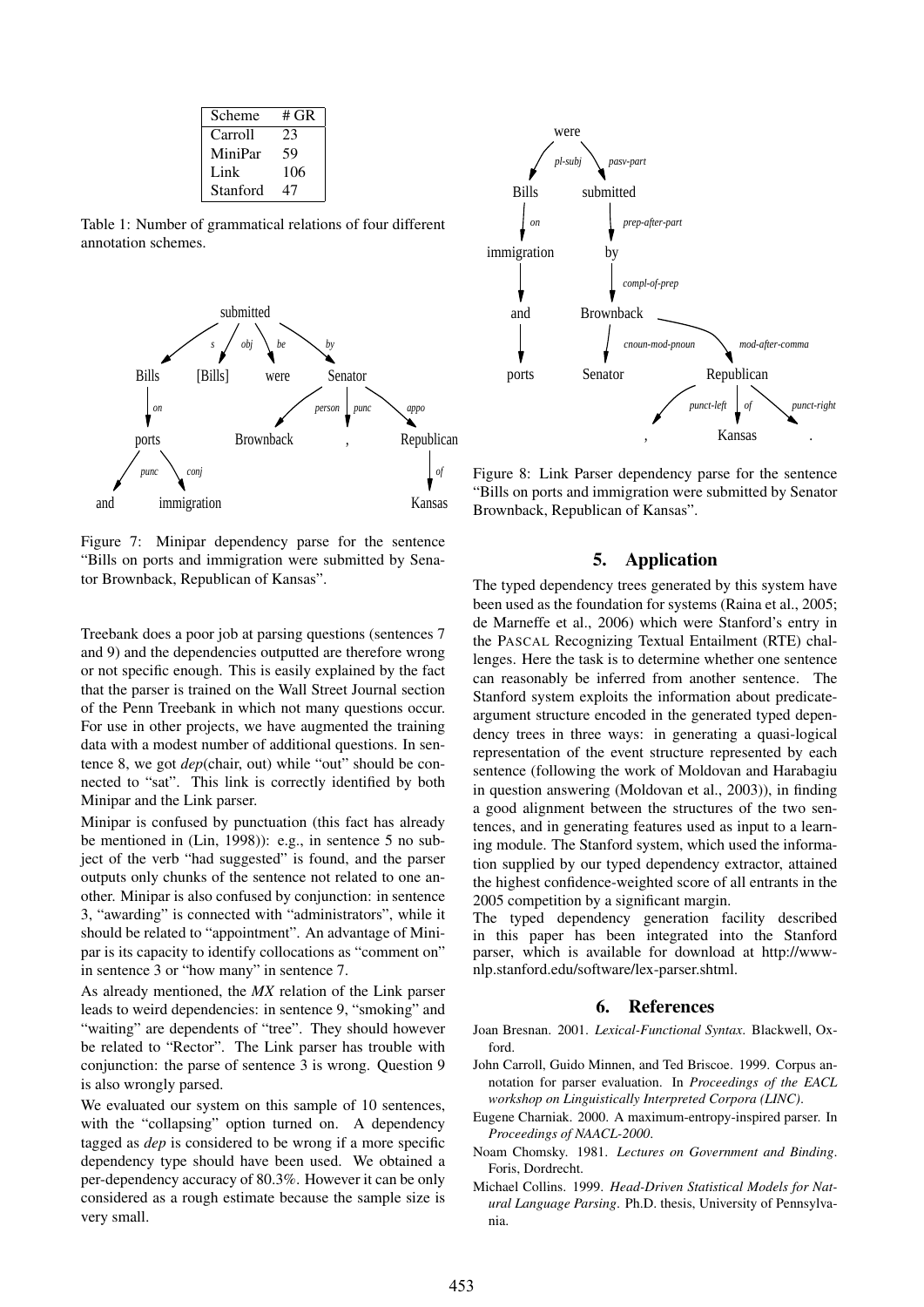| Scheme | # GR |
|---|---|
| Carroll | 23 |
| MiniPar | 59 |
| Link | 106 |
| Stanford | 47 |

Table 1: Number of grammatical relations of four different annotation schemes.

Figure 7: Minipar dependency parse for the sentence "Bills on ports and immigration were submitted by Senator Brownback, Republican of Kansas".

Treebank does a poor job at parsing questions (sentences 7 and 9) and the dependencies outputted are therefore wrong or not specific enough. This is easily explained by the fact that the parser is trained on the Wall Street Journal section of the Penn Treebank in which not many questions occur. For use in other projects, we have augmented the training data with a modest number of additional questions. In sentence 8, we got *dep*(chair, out) while "out" should be connected to "sat". This link is correctly identified by both Minipar and the Link parser.

Minipar is confused by punctuation (this fact has already be mentioned in (Lin, 1998)): e.g., in sentence 5 no subject of the verb "had suggested" is found, and the parser outputs only chunks of the sentence not related to one another. Minipar is also confused by conjunction: in sentence 3, "awarding" is connected with "administrators", while it should be related to "appointment". An advantage of Minipar is its capacity to identify collocations as "comment on" in sentence 3 or "how many" in sentence 7.

As already mentioned, the *MX* relation of the Link parser leads to weird dependencies: in sentence 9, "smoking" and "waiting" are dependents of "tree". They should however be related to "Rector". The Link parser has trouble with conjunction: the parse of sentence 3 is wrong. Question 9 is also wrongly parsed.

We evaluated our system on this sample of 10 sentences, with the "collapsing" option turned on. A dependency tagged as *dep* is considered to be wrong if a more specific dependency type should have been used. We obtained a per-dependency accuracy of 80.3%. However it can be only considered as a rough estimate because the sample size is very small.

Figure 8: Link Parser dependency parse for the sentence "Bills on ports and immigration were submitted by Senator Brownback, Republican of Kansas".

## 5. Application

The typed dependency trees generated by this system have been used as the foundation for systems (Raina et al., 2005; de Marneffe et al., 2006) which were Stanford's entry in the PASCAL Recognizing Textual Entailment (RTE) challenges. Here the task is to determine whether one sentence can reasonably be inferred from another sentence. The Stanford system exploits the information about predicate-argument structure encoded in the generated typed dependency trees in three ways: in generating a quasi-logical representation of the event structure represented by each sentence (following the work of Moldovan and Harabagiu in question answering (Moldovan et al., 2003)), in finding a good alignment between the structures of the two sentences, and in generating features used as input to a learning module. The Stanford system, which used the information supplied by our typed dependency extractor, attained the highest confidence-weighted score of all entrants in the 2005 competition by a significant margin.

The typed dependency generation facility described in this paper has been integrated into the Stanford parser, which is available for download at http://www-nlp.stanford.edu/software/lex-parser.shtml.

## 6. References

Joan Bresnan. 2001. *Lexical-Functional Syntax*. Blackwell, Oxford.

John Carroll, Guido Minnen, and Ted Briscoe. 1999. Corpus annotation for parser evaluation. In *Proceedings of the EACL workshop on Linguistically Interpreted Corpora (LINC)*.

Eugene Charniak. 2000. A maximum-entropy-inspired parser. In *Proceedings of NAACL-2000*.

Noam Chomsky. 1981. *Lectures on Government and Binding*. Foris, Dordrecht.

Michael Collins. 1999. *Head-Driven Statistical Models for Natural Language Parsing*. Ph.D. thesis, University of Pennsylvania.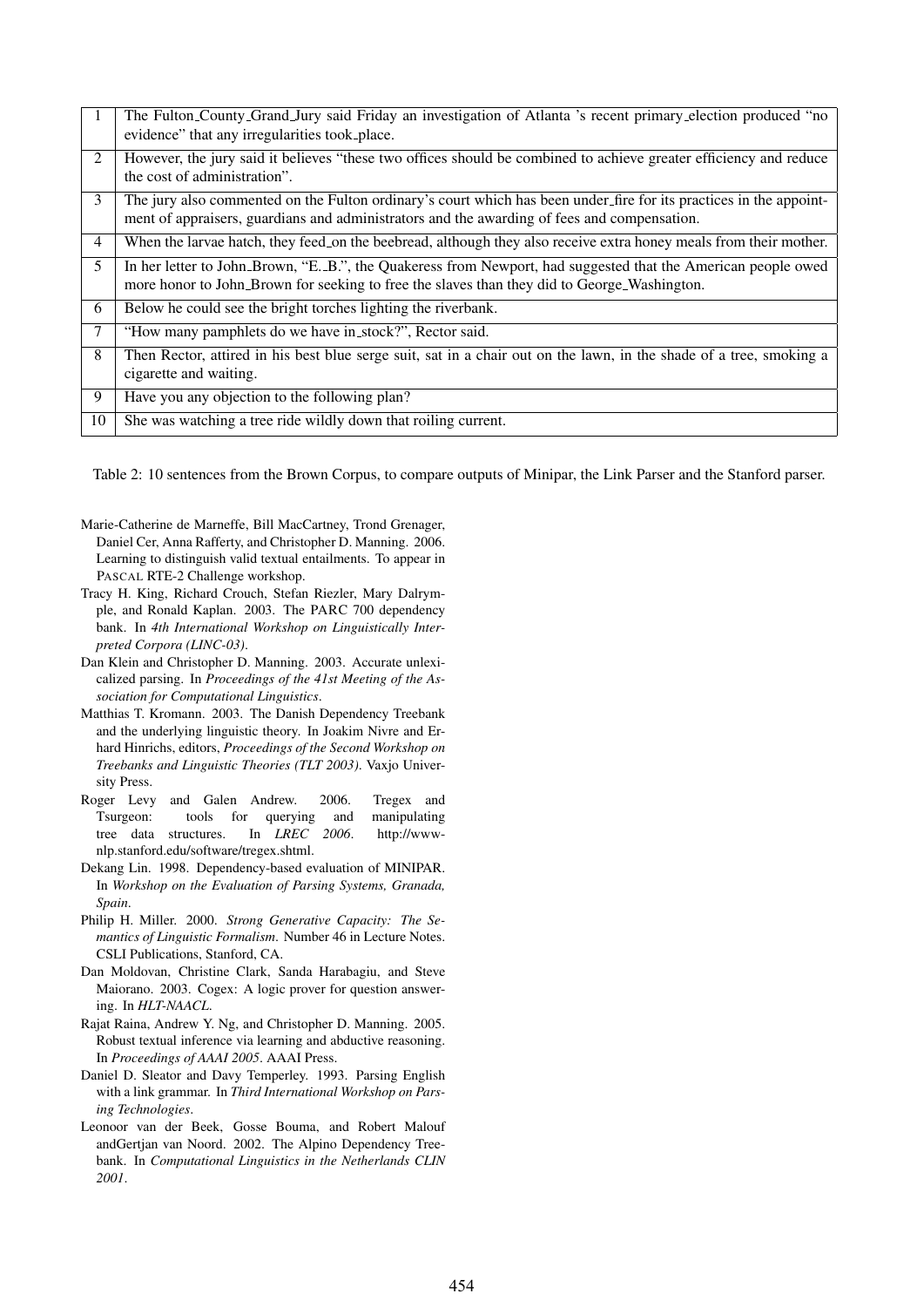| | |
|---|---|
| 1 | The Fulton_County_Grand_Jury said Friday an investigation of Atlanta 's recent primary_election produced "no evidence" that any irregularities took_place. |
| 2 | However, the jury said it believes "these two offices should be combined to achieve greater efficiency and reduce the cost of administration". |
| 3 | The jury also commented on the Fulton ordinary's court which has been under_fire for its practices in the appointment of appraisers, guardians and administrators and the awarding of fees and compensation. |
| 4 | When the larvae hatch, they feed_on the beebread, although they also receive extra honey meals from their mother. |
| 5 | In her letter to John_Brown, "E._B.", the Quakeress from Newport, had suggested that the American people owed more honor to John_Brown for seeking to free the slaves than they did to George_Washington. |
| 6 | Below he could see the bright torches lighting the riverbank. |
| 7 | "How many pamphlets do we have in_stock?", Rector said. |
| 8 | Then Rector, attired in his best blue serge suit, sat in a chair out on the lawn, in the shade of a tree, smoking a cigarette and waiting. |
| 9 | Have you any objection to the following plan? |
| 10 | She was watching a tree ride wildly down that roiling current. |

Table 2: 10 sentences from the Brown Corpus, to compare outputs of Minipar, the Link Parser and the Stanford parser.

Marie-Catherine de Marneffe, Bill MacCartney, Trond Grenager, Daniel Cer, Anna Rafferty, and Christopher D. Manning. 2006. Learning to distinguish valid textual entailments. To appear in PASCAL RTE-2 Challenge workshop.

Tracy H. King, Richard Crouch, Stefan Riezler, Mary Dalrymple, and Ronald Kaplan. 2003. The PARC 700 dependency bank. In *4th International Workshop on Linguistically Interpreted Corpora (LINC-03)*.

Dan Klein and Christopher D. Manning. 2003. Accurate unlexicalized parsing. In *Proceedings of the 41st Meeting of the Association for Computational Linguistics*.

Matthias T. Kromann. 2003. The Danish Dependency Treebank and the underlying linguistic theory. In Joakim Nivre and Erhard Hinrichs, editors, *Proceedings of the Second Workshop on Treebanks and Linguistic Theories (TLT 2003)*. Vaxjo University Press.

Roger Levy and Galen Andrew. 2006. Tregex and Tsurgeon: tools for querying and manipulating tree data structures. In *LREC 2006*. http://www-nlp.stanford.edu/software/tregex.shtml.

Dekang Lin. 1998. Dependency-based evaluation of MINIPAR. In *Workshop on the Evaluation of Parsing Systems, Granada, Spain*.

Philip H. Miller. 2000. *Strong Generative Capacity: The Semantics of Linguistic Formalism*. Number 46 in Lecture Notes. CSLI Publications, Stanford, CA.

Dan Moldovan, Christine Clark, Sanda Harabagiu, and Steve Maiorano. 2003. Cogex: A logic prover for question answering. In *HLT-NAACL*.

Rajat Raina, Andrew Y. Ng, and Christopher D. Manning. 2005. Robust textual inference via learning and abductive reasoning. In *Proceedings of AAAI 2005*. AAAI Press.

Daniel D. Sleator and Davy Temperley. 1993. Parsing English with a link grammar. In *Third International Workshop on Parsing Technologies*.

Leonoor van der Beek, Gosse Bouma, and Robert Malouf andGertjan van Noord. 2002. The Alpino Dependency Treebank. In *Computational Linguistics in the Netherlands CLIN 2001*.